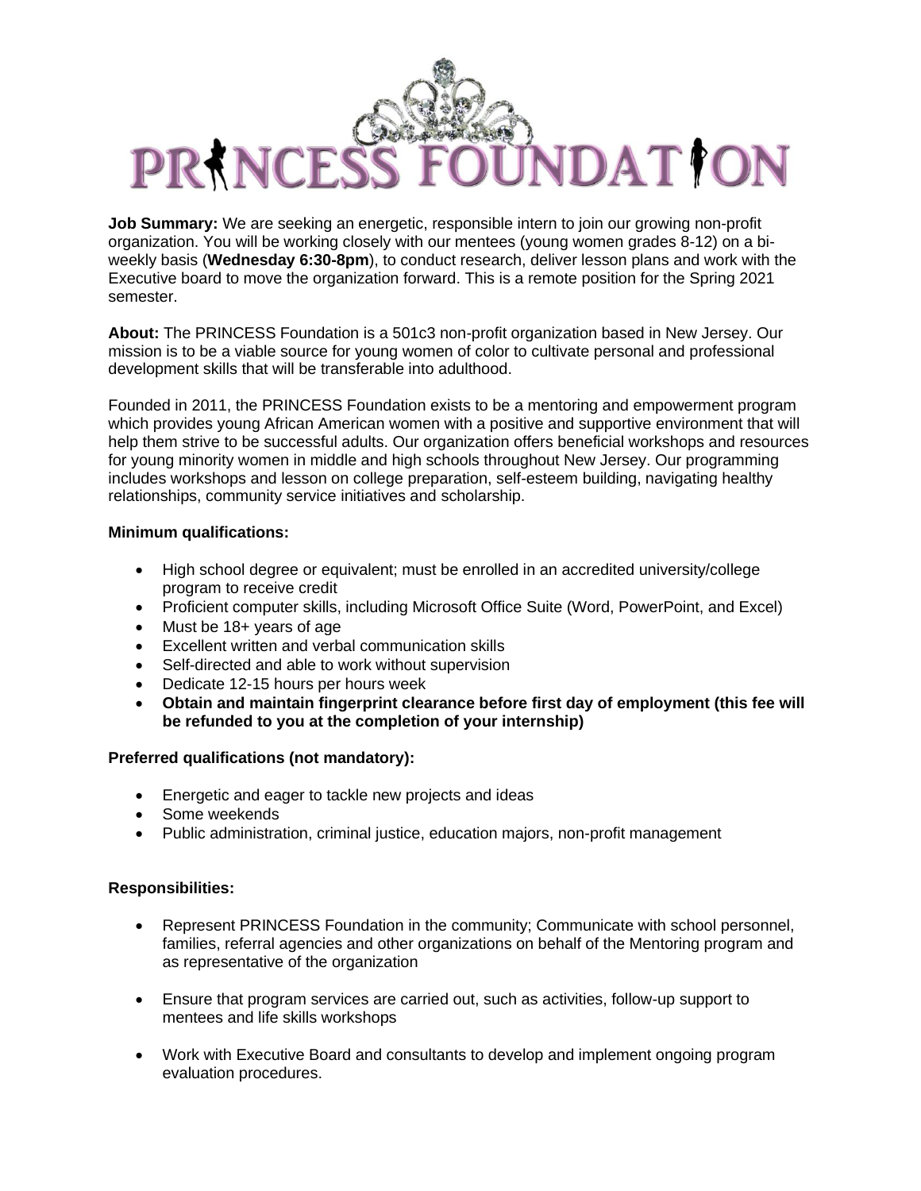# PRINCESS FOUNDATION

**Job Summary:** We are seeking an energetic, responsible intern to join our growing non-profit organization. You will be working closely with our mentees (young women grades 8-12) on a bi-weekly basis (**Wednesday 6:30-8pm**), to conduct research, deliver lesson plans and work with the Executive board to move the organization forward. This is a remote position for the Spring 2021 semester.

**About:** The PRINCESS Foundation is a 501c3 non-profit organization based in New Jersey. Our mission is to be a viable source for young women of color to cultivate personal and professional development skills that will be transferable into adulthood.

Founded in 2011, the PRINCESS Foundation exists to be a mentoring and empowerment program which provides young African American women with a positive and supportive environment that will help them strive to be successful adults. Our organization offers beneficial workshops and resources for young minority women in middle and high schools throughout New Jersey. Our programming includes workshops and lesson on college preparation, self-esteem building, navigating healthy relationships, community service initiatives and scholarship.

**Minimum qualifications:**

- High school degree or equivalent; must be enrolled in an accredited university/college program to receive credit
- Proficient computer skills, including Microsoft Office Suite (Word, PowerPoint, and Excel)
- Must be 18+ years of age
- Excellent written and verbal communication skills
- Self-directed and able to work without supervision
- Dedicate 12-15 hours per hours week
- **Obtain and maintain fingerprint clearance before first day of employment (this fee will be refunded to you at the completion of your internship)**

**Preferred qualifications (not mandatory):**

- Energetic and eager to tackle new projects and ideas
- Some weekends
- Public administration, criminal justice, education majors, non-profit management

**Responsibilities:**

- Represent PRINCESS Foundation in the community; Communicate with school personnel, families, referral agencies and other organizations on behalf of the Mentoring program and as representative of the organization
- Ensure that program services are carried out, such as activities, follow-up support to mentees and life skills workshops
- Work with Executive Board and consultants to develop and implement ongoing program evaluation procedures.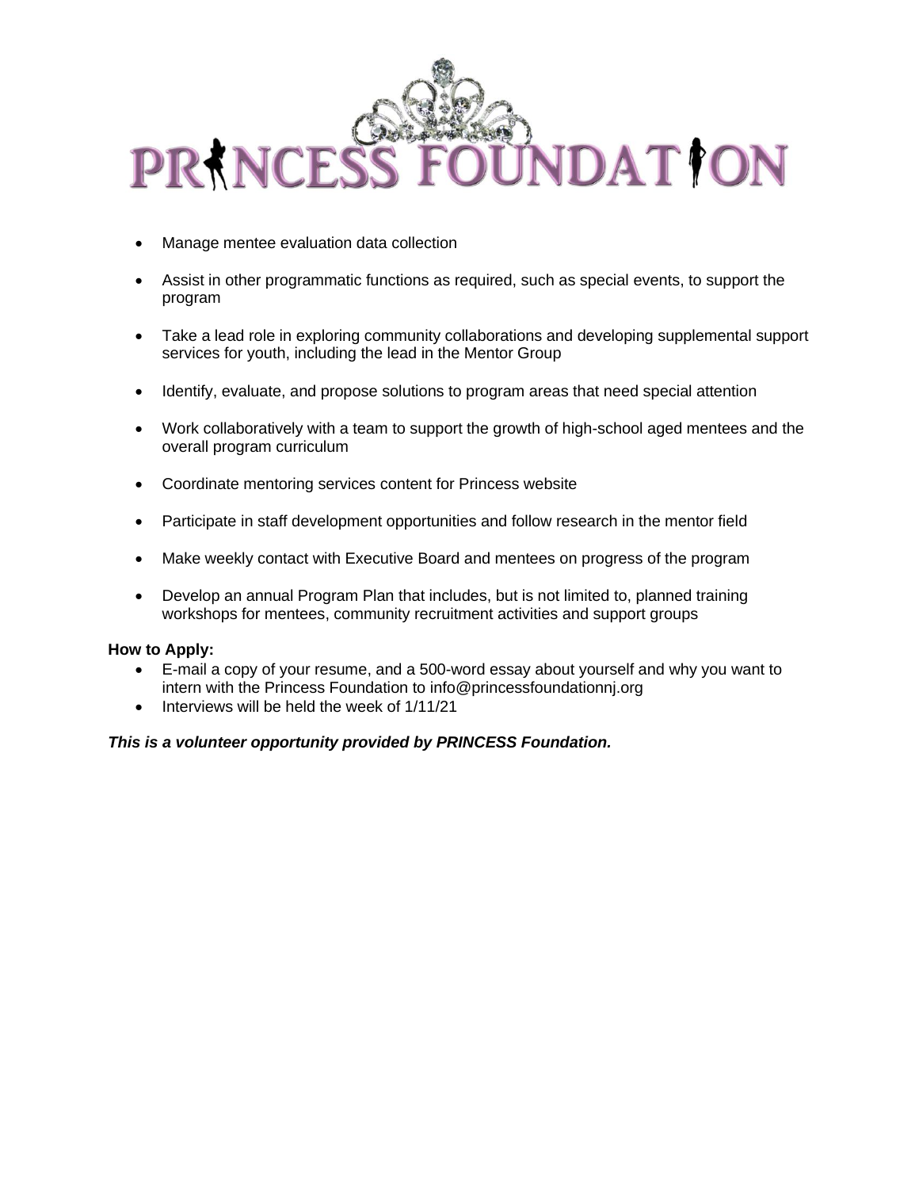- Manage mentee evaluation data collection
- Assist in other programmatic functions as required, such as special events, to support the program
- Take a lead role in exploring community collaborations and developing supplemental support services for youth, including the lead in the Mentor Group
- Identify, evaluate, and propose solutions to program areas that need special attention
- Work collaboratively with a team to support the growth of high-school aged mentees and the overall program curriculum
- Coordinate mentoring services content for Princess website
- Participate in staff development opportunities and follow research in the mentor field
- Make weekly contact with Executive Board and mentees on progress of the program
- Develop an annual Program Plan that includes, but is not limited to, planned training workshops for mentees, community recruitment activities and support groups

**How to Apply:**

- E-mail a copy of your resume, and a 500-word essay about yourself and why you want to intern with the Princess Foundation to info@princessfoundationnj.org
- Interviews will be held the week of 1/11/21

***This is a volunteer opportunity provided by PRINCESS Foundation.***